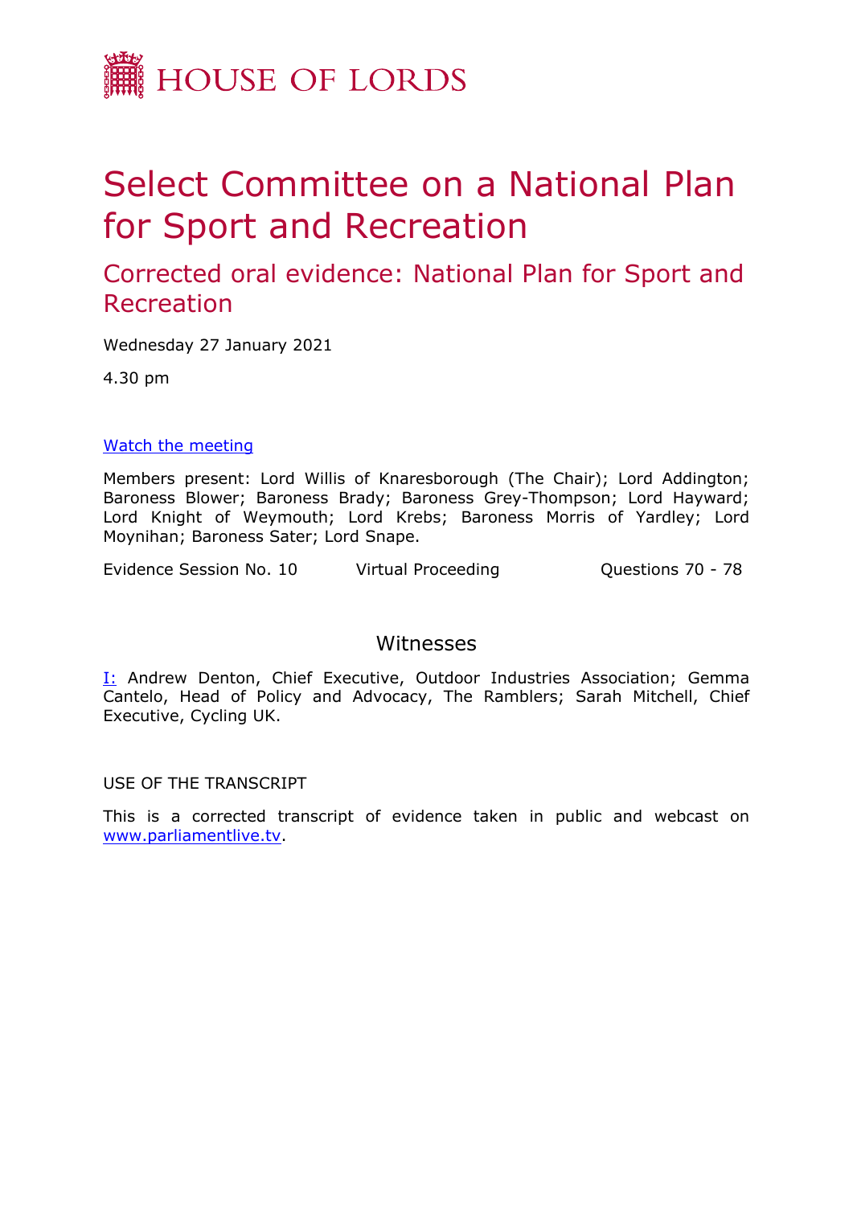HOUSE OF LORDS

# Select Committee on a National Plan for Sport and Recreation

## Corrected oral evidence: National Plan for Sport and Recreation

Wednesday 27 January 2021

4.30 pm

Watch the meeting

Members present: Lord Willis of Knaresborough (The Chair); Lord Addington; Baroness Blower; Baroness Brady; Baroness Grey-Thompson; Lord Hayward; Lord Knight of Weymouth; Lord Krebs; Baroness Morris of Yardley; Lord Moynihan; Baroness Sater; Lord Snape.

Evidence Session No. 10 Virtual Proceeding Questions 70 - 78

### Witnesses

I: Andrew Denton, Chief Executive, Outdoor Industries Association; Gemma Cantelo, Head of Policy and Advocacy, The Ramblers; Sarah Mitchell, Chief Executive, Cycling UK.

USE OF THE TRANSCRIPT

This is a corrected transcript of evidence taken in public and webcast on www.parliamentlive.tv.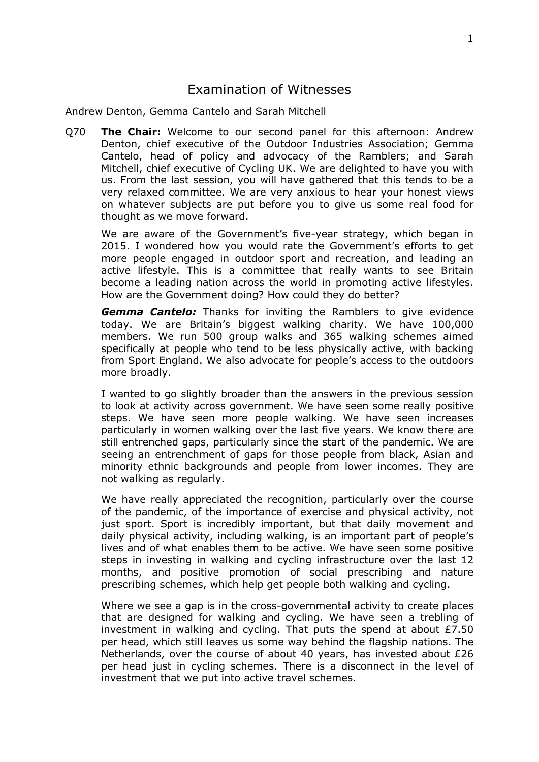## Examination of Witnesses

Andrew Denton, Gemma Cantelo and Sarah Mitchell

Q70 **The Chair:** Welcome to our second panel for this afternoon: Andrew Denton, chief executive of the Outdoor Industries Association; Gemma Cantelo, head of policy and advocacy of the Ramblers; and Sarah Mitchell, chief executive of Cycling UK. We are delighted to have you with us. From the last session, you will have gathered that this tends to be a very relaxed committee. We are very anxious to hear your honest views on whatever subjects are put before you to give us some real food for thought as we move forward.

We are aware of the Government's five-year strategy, which began in 2015. I wondered how you would rate the Government's efforts to get more people engaged in outdoor sport and recreation, and leading an active lifestyle. This is a committee that really wants to see Britain become a leading nation across the world in promoting active lifestyles. How are the Government doing? How could they do better?

***Gemma Cantelo:*** Thanks for inviting the Ramblers to give evidence today. We are Britain's biggest walking charity. We have 100,000 members. We run 500 group walks and 365 walking schemes aimed specifically at people who tend to be less physically active, with backing from Sport England. We also advocate for people's access to the outdoors more broadly.

I wanted to go slightly broader than the answers in the previous session to look at activity across government. We have seen some really positive steps. We have seen more people walking. We have seen increases particularly in women walking over the last five years. We know there are still entrenched gaps, particularly since the start of the pandemic. We are seeing an entrenchment of gaps for those people from black, Asian and minority ethnic backgrounds and people from lower incomes. They are not walking as regularly.

We have really appreciated the recognition, particularly over the course of the pandemic, of the importance of exercise and physical activity, not just sport. Sport is incredibly important, but that daily movement and daily physical activity, including walking, is an important part of people's lives and of what enables them to be active. We have seen some positive steps in investing in walking and cycling infrastructure over the last 12 months, and positive promotion of social prescribing and nature prescribing schemes, which help get people both walking and cycling.

Where we see a gap is in the cross-governmental activity to create places that are designed for walking and cycling. We have seen a trebling of investment in walking and cycling. That puts the spend at about £7.50 per head, which still leaves us some way behind the flagship nations. The Netherlands, over the course of about 40 years, has invested about £26 per head just in cycling schemes. There is a disconnect in the level of investment that we put into active travel schemes.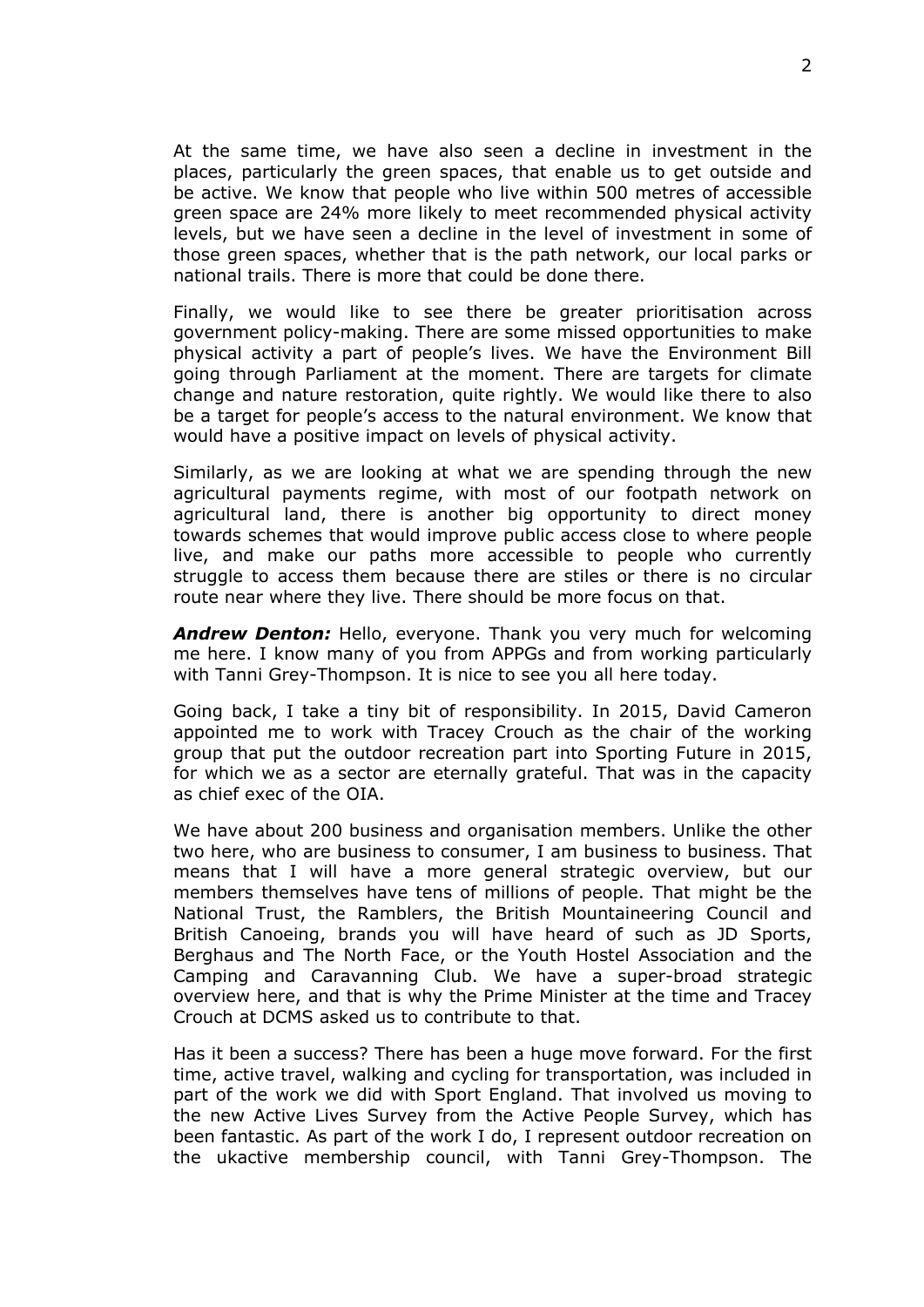At the same time, we have also seen a decline in investment in the places, particularly the green spaces, that enable us to get outside and be active. We know that people who live within 500 metres of accessible green space are 24% more likely to meet recommended physical activity levels, but we have seen a decline in the level of investment in some of those green spaces, whether that is the path network, our local parks or national trails. There is more that could be done there.

Finally, we would like to see there be greater prioritisation across government policy-making. There are some missed opportunities to make physical activity a part of people's lives. We have the Environment Bill going through Parliament at the moment. There are targets for climate change and nature restoration, quite rightly. We would like there to also be a target for people's access to the natural environment. We know that would have a positive impact on levels of physical activity.

Similarly, as we are looking at what we are spending through the new agricultural payments regime, with most of our footpath network on agricultural land, there is another big opportunity to direct money towards schemes that would improve public access close to where people live, and make our paths more accessible to people who currently struggle to access them because there are stiles or there is no circular route near where they live. There should be more focus on that.

***Andrew Denton:*** Hello, everyone. Thank you very much for welcoming me here. I know many of you from APPGs and from working particularly with Tanni Grey-Thompson. It is nice to see you all here today.

Going back, I take a tiny bit of responsibility. In 2015, David Cameron appointed me to work with Tracey Crouch as the chair of the working group that put the outdoor recreation part into Sporting Future in 2015, for which we as a sector are eternally grateful. That was in the capacity as chief exec of the OIA.

We have about 200 business and organisation members. Unlike the other two here, who are business to consumer, I am business to business. That means that I will have a more general strategic overview, but our members themselves have tens of millions of people. That might be the National Trust, the Ramblers, the British Mountaineering Council and British Canoeing, brands you will have heard of such as JD Sports, Berghaus and The North Face, or the Youth Hostel Association and the Camping and Caravanning Club. We have a super-broad strategic overview here, and that is why the Prime Minister at the time and Tracey Crouch at DCMS asked us to contribute to that.

Has it been a success? There has been a huge move forward. For the first time, active travel, walking and cycling for transportation, was included in part of the work we did with Sport England. That involved us moving to the new Active Lives Survey from the Active People Survey, which has been fantastic. As part of the work I do, I represent outdoor recreation on the ukactive membership council, with Tanni Grey-Thompson. The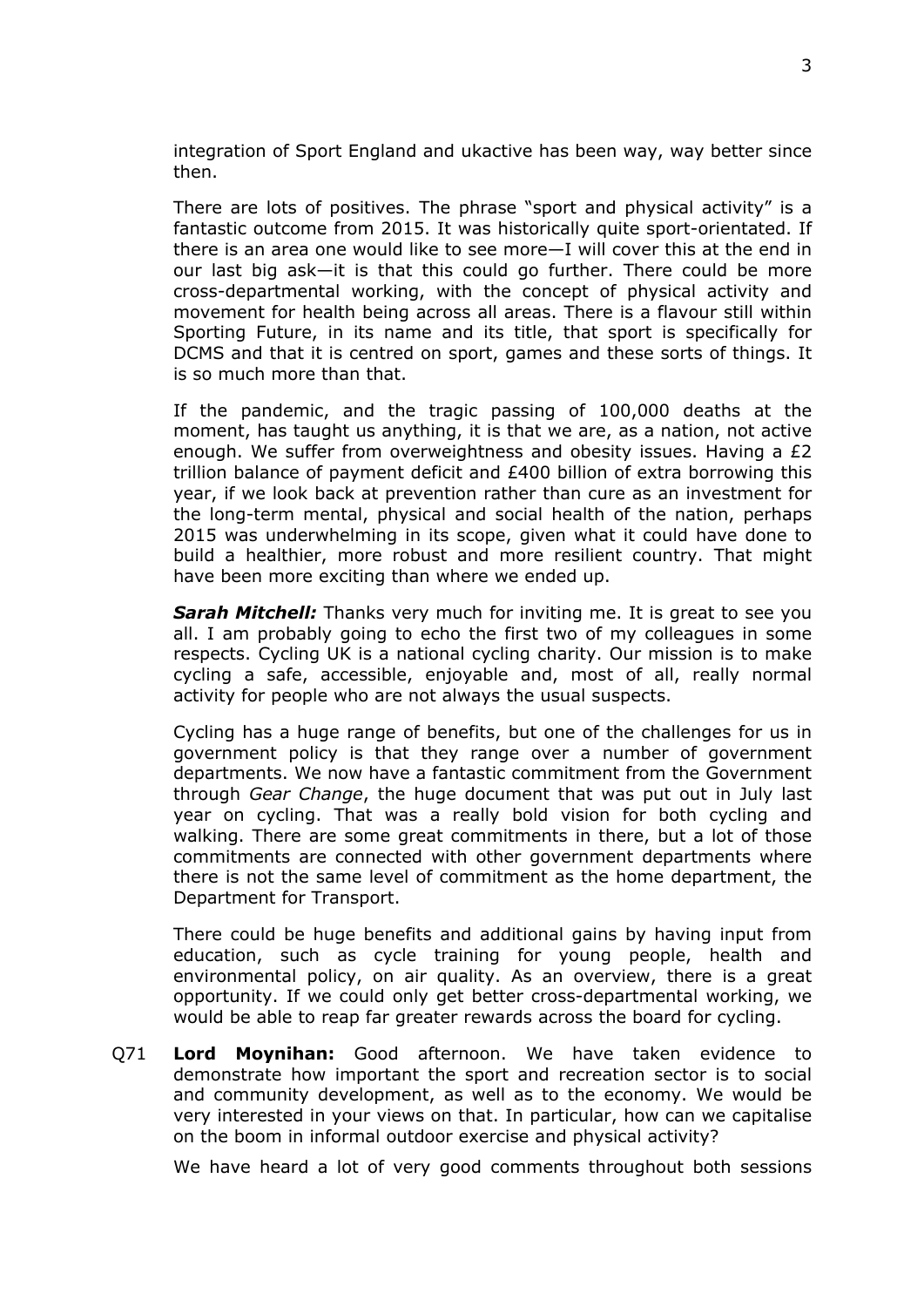integration of Sport England and ukactive has been way, way better since then.

There are lots of positives. The phrase "sport and physical activity" is a fantastic outcome from 2015. It was historically quite sport-orientated. If there is an area one would like to see more—I will cover this at the end in our last big ask—it is that this could go further. There could be more cross-departmental working, with the concept of physical activity and movement for health being across all areas. There is a flavour still within Sporting Future, in its name and its title, that sport is specifically for DCMS and that it is centred on sport, games and these sorts of things. It is so much more than that.

If the pandemic, and the tragic passing of 100,000 deaths at the moment, has taught us anything, it is that we are, as a nation, not active enough. We suffer from overweightness and obesity issues. Having a £2 trillion balance of payment deficit and £400 billion of extra borrowing this year, if we look back at prevention rather than cure as an investment for the long-term mental, physical and social health of the nation, perhaps 2015 was underwhelming in its scope, given what it could have done to build a healthier, more robust and more resilient country. That might have been more exciting than where we ended up.

***Sarah Mitchell:*** Thanks very much for inviting me. It is great to see you all. I am probably going to echo the first two of my colleagues in some respects. Cycling UK is a national cycling charity. Our mission is to make cycling a safe, accessible, enjoyable and, most of all, really normal activity for people who are not always the usual suspects.

Cycling has a huge range of benefits, but one of the challenges for us in government policy is that they range over a number of government departments. We now have a fantastic commitment from the Government through *Gear Change*, the huge document that was put out in July last year on cycling. That was a really bold vision for both cycling and walking. There are some great commitments in there, but a lot of those commitments are connected with other government departments where there is not the same level of commitment as the home department, the Department for Transport.

There could be huge benefits and additional gains by having input from education, such as cycle training for young people, health and environmental policy, on air quality. As an overview, there is a great opportunity. If we could only get better cross-departmental working, we would be able to reap far greater rewards across the board for cycling.

Q71 **Lord Moynihan:** Good afternoon. We have taken evidence to demonstrate how important the sport and recreation sector is to social and community development, as well as to the economy. We would be very interested in your views on that. In particular, how can we capitalise on the boom in informal outdoor exercise and physical activity?

We have heard a lot of very good comments throughout both sessions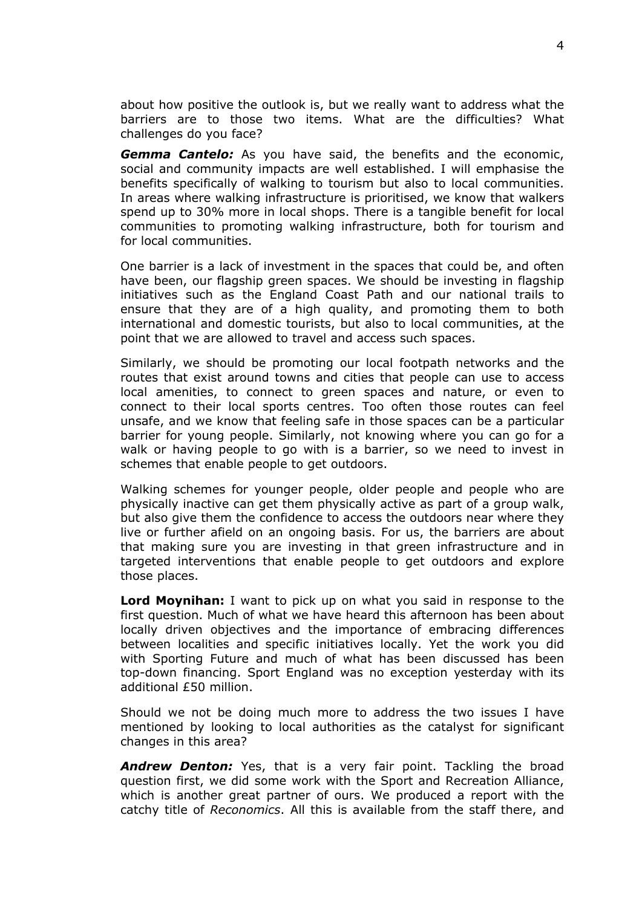about how positive the outlook is, but we really want to address what the barriers are to those two items. What are the difficulties? What challenges do you face?

***Gemma Cantelo:*** As you have said, the benefits and the economic, social and community impacts are well established. I will emphasise the benefits specifically of walking to tourism but also to local communities. In areas where walking infrastructure is prioritised, we know that walkers spend up to 30% more in local shops. There is a tangible benefit for local communities to promoting walking infrastructure, both for tourism and for local communities.

One barrier is a lack of investment in the spaces that could be, and often have been, our flagship green spaces. We should be investing in flagship initiatives such as the England Coast Path and our national trails to ensure that they are of a high quality, and promoting them to both international and domestic tourists, but also to local communities, at the point that we are allowed to travel and access such spaces.

Similarly, we should be promoting our local footpath networks and the routes that exist around towns and cities that people can use to access local amenities, to connect to green spaces and nature, or even to connect to their local sports centres. Too often those routes can feel unsafe, and we know that feeling safe in those spaces can be a particular barrier for young people. Similarly, not knowing where you can go for a walk or having people to go with is a barrier, so we need to invest in schemes that enable people to get outdoors.

Walking schemes for younger people, older people and people who are physically inactive can get them physically active as part of a group walk, but also give them the confidence to access the outdoors near where they live or further afield on an ongoing basis. For us, the barriers are about that making sure you are investing in that green infrastructure and in targeted interventions that enable people to get outdoors and explore those places.

**Lord Moynihan:** I want to pick up on what you said in response to the first question. Much of what we have heard this afternoon has been about locally driven objectives and the importance of embracing differences between localities and specific initiatives locally. Yet the work you did with Sporting Future and much of what has been discussed has been top-down financing. Sport England was no exception yesterday with its additional £50 million.

Should we not be doing much more to address the two issues I have mentioned by looking to local authorities as the catalyst for significant changes in this area?

***Andrew Denton:*** Yes, that is a very fair point. Tackling the broad question first, we did some work with the Sport and Recreation Alliance, which is another great partner of ours. We produced a report with the catchy title of *Reconomics*. All this is available from the staff there, and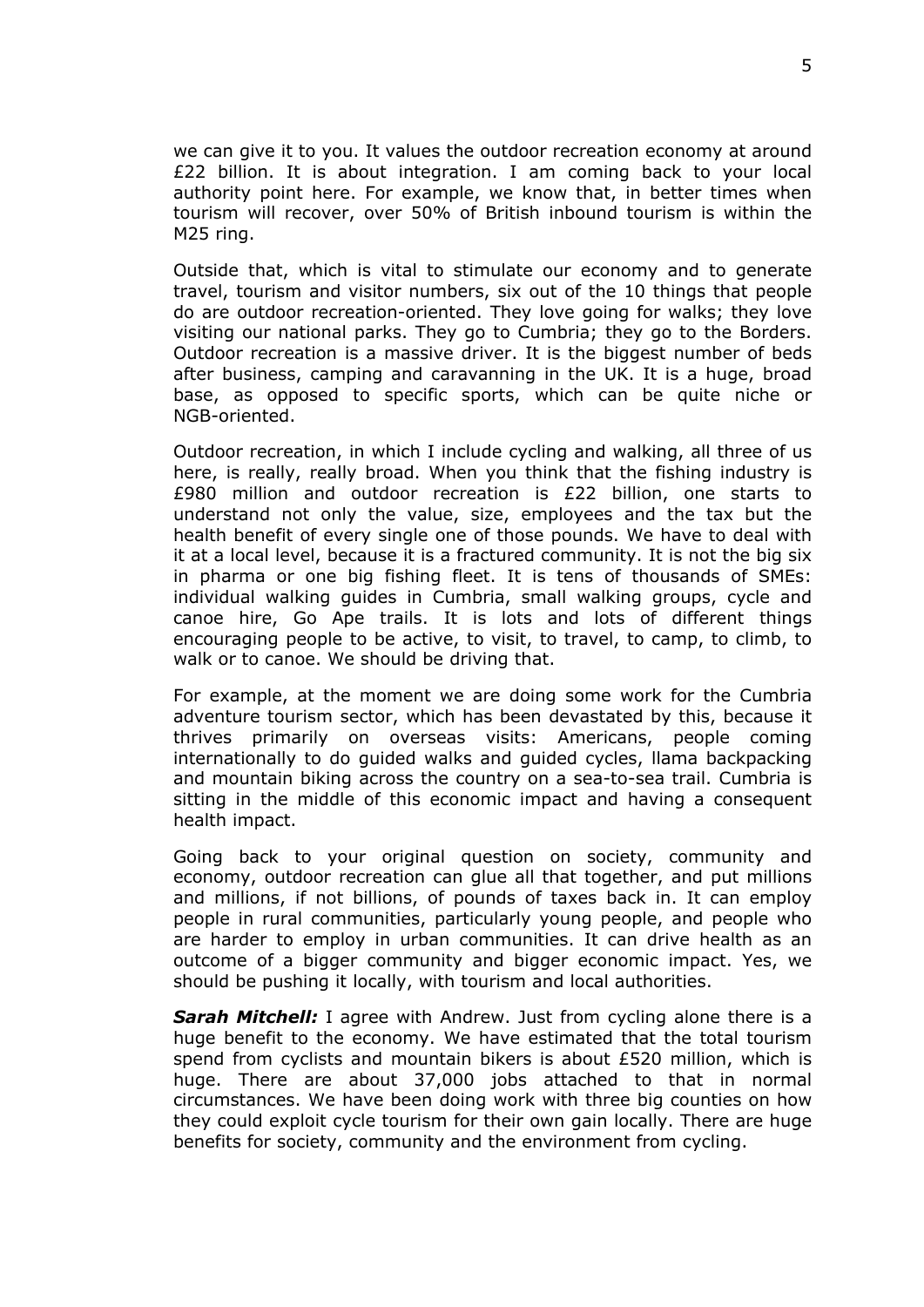we can give it to you. It values the outdoor recreation economy at around £22 billion. It is about integration. I am coming back to your local authority point here. For example, we know that, in better times when tourism will recover, over 50% of British inbound tourism is within the M25 ring.

Outside that, which is vital to stimulate our economy and to generate travel, tourism and visitor numbers, six out of the 10 things that people do are outdoor recreation-oriented. They love going for walks; they love visiting our national parks. They go to Cumbria; they go to the Borders. Outdoor recreation is a massive driver. It is the biggest number of beds after business, camping and caravanning in the UK. It is a huge, broad base, as opposed to specific sports, which can be quite niche or NGB-oriented.

Outdoor recreation, in which I include cycling and walking, all three of us here, is really, really broad. When you think that the fishing industry is £980 million and outdoor recreation is £22 billion, one starts to understand not only the value, size, employees and the tax but the health benefit of every single one of those pounds. We have to deal with it at a local level, because it is a fractured community. It is not the big six in pharma or one big fishing fleet. It is tens of thousands of SMEs: individual walking guides in Cumbria, small walking groups, cycle and canoe hire, Go Ape trails. It is lots and lots of different things encouraging people to be active, to visit, to travel, to camp, to climb, to walk or to canoe. We should be driving that.

For example, at the moment we are doing some work for the Cumbria adventure tourism sector, which has been devastated by this, because it thrives primarily on overseas visits: Americans, people coming internationally to do guided walks and guided cycles, llama backpacking and mountain biking across the country on a sea-to-sea trail. Cumbria is sitting in the middle of this economic impact and having a consequent health impact.

Going back to your original question on society, community and economy, outdoor recreation can glue all that together, and put millions and millions, if not billions, of pounds of taxes back in. It can employ people in rural communities, particularly young people, and people who are harder to employ in urban communities. It can drive health as an outcome of a bigger community and bigger economic impact. Yes, we should be pushing it locally, with tourism and local authorities.

***Sarah Mitchell:*** I agree with Andrew. Just from cycling alone there is a huge benefit to the economy. We have estimated that the total tourism spend from cyclists and mountain bikers is about £520 million, which is huge. There are about 37,000 jobs attached to that in normal circumstances. We have been doing work with three big counties on how they could exploit cycle tourism for their own gain locally. There are huge benefits for society, community and the environment from cycling.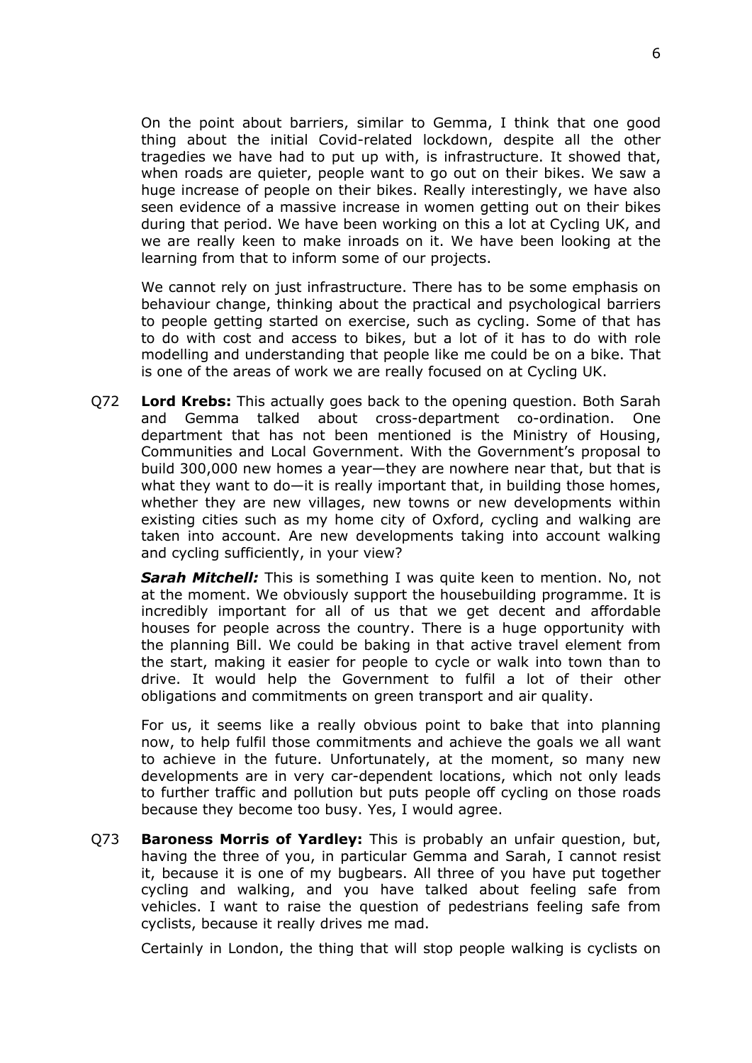On the point about barriers, similar to Gemma, I think that one good thing about the initial Covid-related lockdown, despite all the other tragedies we have had to put up with, is infrastructure. It showed that, when roads are quieter, people want to go out on their bikes. We saw a huge increase of people on their bikes. Really interestingly, we have also seen evidence of a massive increase in women getting out on their bikes during that period. We have been working on this a lot at Cycling UK, and we are really keen to make inroads on it. We have been looking at the learning from that to inform some of our projects.

We cannot rely on just infrastructure. There has to be some emphasis on behaviour change, thinking about the practical and psychological barriers to people getting started on exercise, such as cycling. Some of that has to do with cost and access to bikes, but a lot of it has to do with role modelling and understanding that people like me could be on a bike. That is one of the areas of work we are really focused on at Cycling UK.

Q72 **Lord Krebs:** This actually goes back to the opening question. Both Sarah and Gemma talked about cross-department co-ordination. One department that has not been mentioned is the Ministry of Housing, Communities and Local Government. With the Government's proposal to build 300,000 new homes a year—they are nowhere near that, but that is what they want to do—it is really important that, in building those homes, whether they are new villages, new towns or new developments within existing cities such as my home city of Oxford, cycling and walking are taken into account. Are new developments taking into account walking and cycling sufficiently, in your view?

***Sarah Mitchell:*** This is something I was quite keen to mention. No, not at the moment. We obviously support the housebuilding programme. It is incredibly important for all of us that we get decent and affordable houses for people across the country. There is a huge opportunity with the planning Bill. We could be baking in that active travel element from the start, making it easier for people to cycle or walk into town than to drive. It would help the Government to fulfil a lot of their other obligations and commitments on green transport and air quality.

For us, it seems like a really obvious point to bake that into planning now, to help fulfil those commitments and achieve the goals we all want to achieve in the future. Unfortunately, at the moment, so many new developments are in very car-dependent locations, which not only leads to further traffic and pollution but puts people off cycling on those roads because they become too busy. Yes, I would agree.

Q73 **Baroness Morris of Yardley:** This is probably an unfair question, but, having the three of you, in particular Gemma and Sarah, I cannot resist it, because it is one of my bugbears. All three of you have put together cycling and walking, and you have talked about feeling safe from vehicles. I want to raise the question of pedestrians feeling safe from cyclists, because it really drives me mad.

Certainly in London, the thing that will stop people walking is cyclists on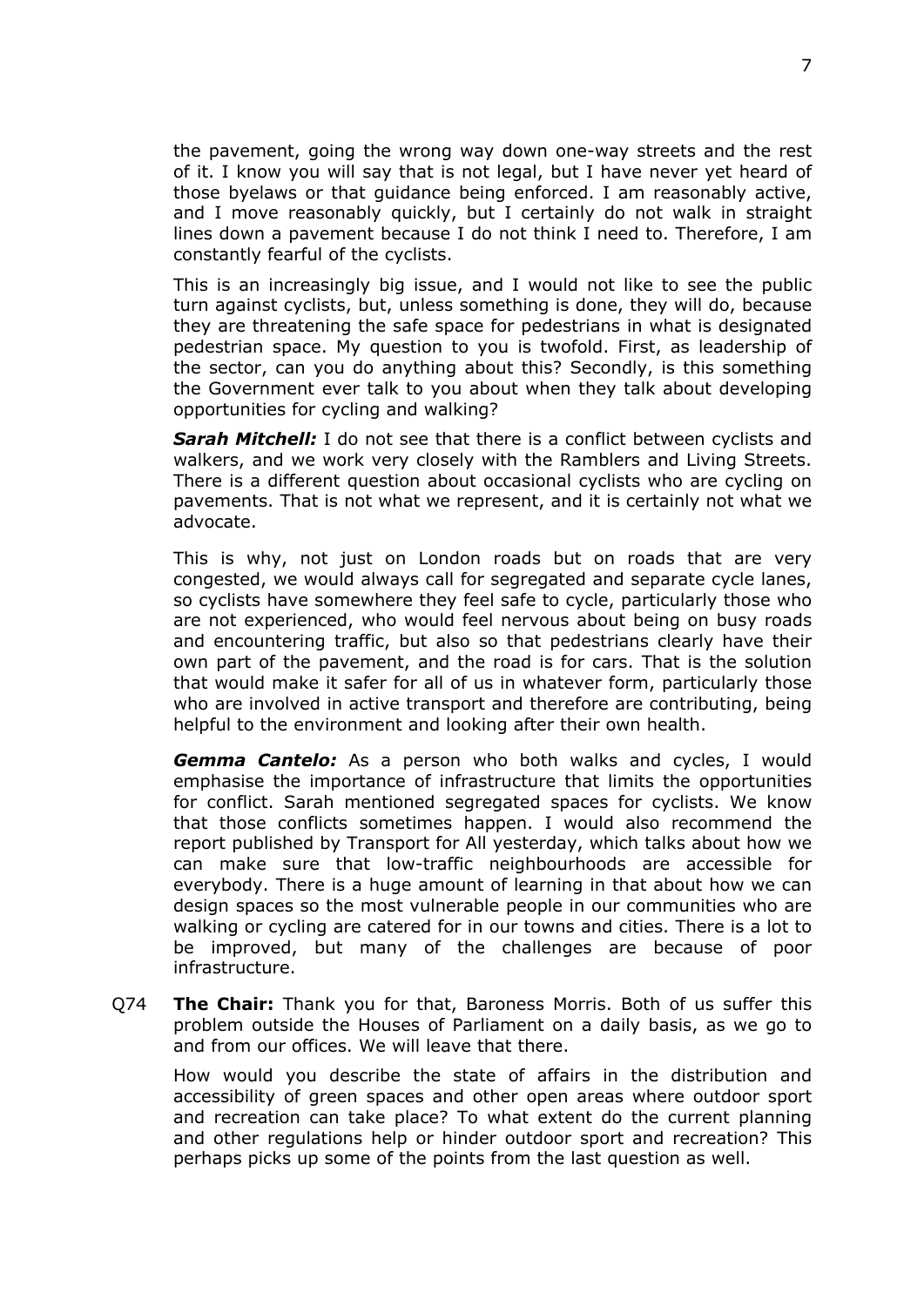the pavement, going the wrong way down one-way streets and the rest of it. I know you will say that is not legal, but I have never yet heard of those byelaws or that guidance being enforced. I am reasonably active, and I move reasonably quickly, but I certainly do not walk in straight lines down a pavement because I do not think I need to. Therefore, I am constantly fearful of the cyclists.

This is an increasingly big issue, and I would not like to see the public turn against cyclists, but, unless something is done, they will do, because they are threatening the safe space for pedestrians in what is designated pedestrian space. My question to you is twofold. First, as leadership of the sector, can you do anything about this? Secondly, is this something the Government ever talk to you about when they talk about developing opportunities for cycling and walking?

***Sarah Mitchell:*** I do not see that there is a conflict between cyclists and walkers, and we work very closely with the Ramblers and Living Streets. There is a different question about occasional cyclists who are cycling on pavements. That is not what we represent, and it is certainly not what we advocate.

This is why, not just on London roads but on roads that are very congested, we would always call for segregated and separate cycle lanes, so cyclists have somewhere they feel safe to cycle, particularly those who are not experienced, who would feel nervous about being on busy roads and encountering traffic, but also so that pedestrians clearly have their own part of the pavement, and the road is for cars. That is the solution that would make it safer for all of us in whatever form, particularly those who are involved in active transport and therefore are contributing, being helpful to the environment and looking after their own health.

***Gemma Cantelo:*** As a person who both walks and cycles, I would emphasise the importance of infrastructure that limits the opportunities for conflict. Sarah mentioned segregated spaces for cyclists. We know that those conflicts sometimes happen. I would also recommend the report published by Transport for All yesterday, which talks about how we can make sure that low-traffic neighbourhoods are accessible for everybody. There is a huge amount of learning in that about how we can design spaces so the most vulnerable people in our communities who are walking or cycling are catered for in our towns and cities. There is a lot to be improved, but many of the challenges are because of poor infrastructure.

Q74 **The Chair:** Thank you for that, Baroness Morris. Both of us suffer this problem outside the Houses of Parliament on a daily basis, as we go to and from our offices. We will leave that there.

How would you describe the state of affairs in the distribution and accessibility of green spaces and other open areas where outdoor sport and recreation can take place? To what extent do the current planning and other regulations help or hinder outdoor sport and recreation? This perhaps picks up some of the points from the last question as well.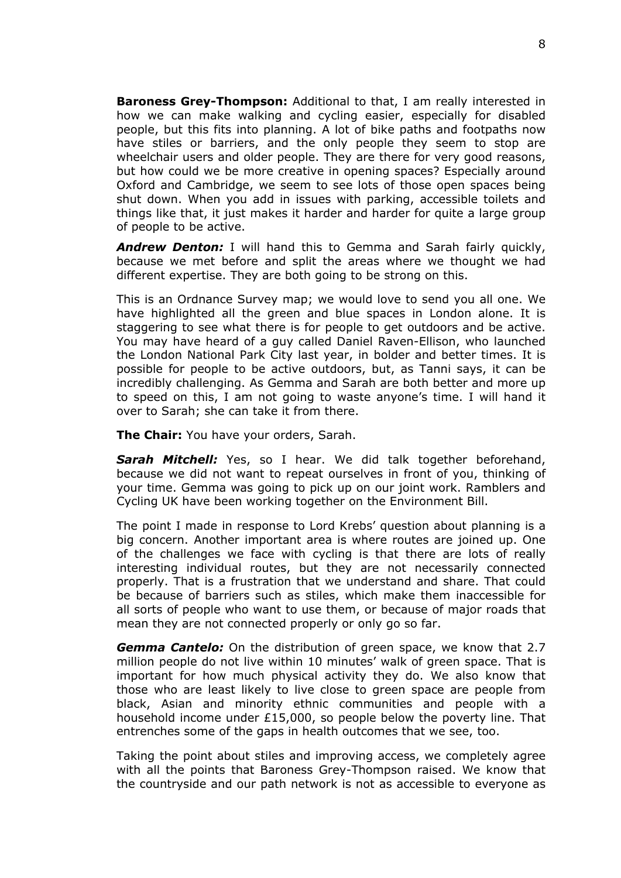**Baroness Grey-Thompson:** Additional to that, I am really interested in how we can make walking and cycling easier, especially for disabled people, but this fits into planning. A lot of bike paths and footpaths now have stiles or barriers, and the only people they seem to stop are wheelchair users and older people. They are there for very good reasons, but how could we be more creative in opening spaces? Especially around Oxford and Cambridge, we seem to see lots of those open spaces being shut down. When you add in issues with parking, accessible toilets and things like that, it just makes it harder and harder for quite a large group of people to be active.

***Andrew Denton:*** I will hand this to Gemma and Sarah fairly quickly, because we met before and split the areas where we thought we had different expertise. They are both going to be strong on this.

This is an Ordnance Survey map; we would love to send you all one. We have highlighted all the green and blue spaces in London alone. It is staggering to see what there is for people to get outdoors and be active. You may have heard of a guy called Daniel Raven-Ellison, who launched the London National Park City last year, in bolder and better times. It is possible for people to be active outdoors, but, as Tanni says, it can be incredibly challenging. As Gemma and Sarah are both better and more up to speed on this, I am not going to waste anyone's time. I will hand it over to Sarah; she can take it from there.

**The Chair:** You have your orders, Sarah.

***Sarah Mitchell:*** Yes, so I hear. We did talk together beforehand, because we did not want to repeat ourselves in front of you, thinking of your time. Gemma was going to pick up on our joint work. Ramblers and Cycling UK have been working together on the Environment Bill.

The point I made in response to Lord Krebs' question about planning is a big concern. Another important area is where routes are joined up. One of the challenges we face with cycling is that there are lots of really interesting individual routes, but they are not necessarily connected properly. That is a frustration that we understand and share. That could be because of barriers such as stiles, which make them inaccessible for all sorts of people who want to use them, or because of major roads that mean they are not connected properly or only go so far.

***Gemma Cantelo:*** On the distribution of green space, we know that 2.7 million people do not live within 10 minutes' walk of green space. That is important for how much physical activity they do. We also know that those who are least likely to live close to green space are people from black, Asian and minority ethnic communities and people with a household income under £15,000, so people below the poverty line. That entrenches some of the gaps in health outcomes that we see, too.

Taking the point about stiles and improving access, we completely agree with all the points that Baroness Grey-Thompson raised. We know that the countryside and our path network is not as accessible to everyone as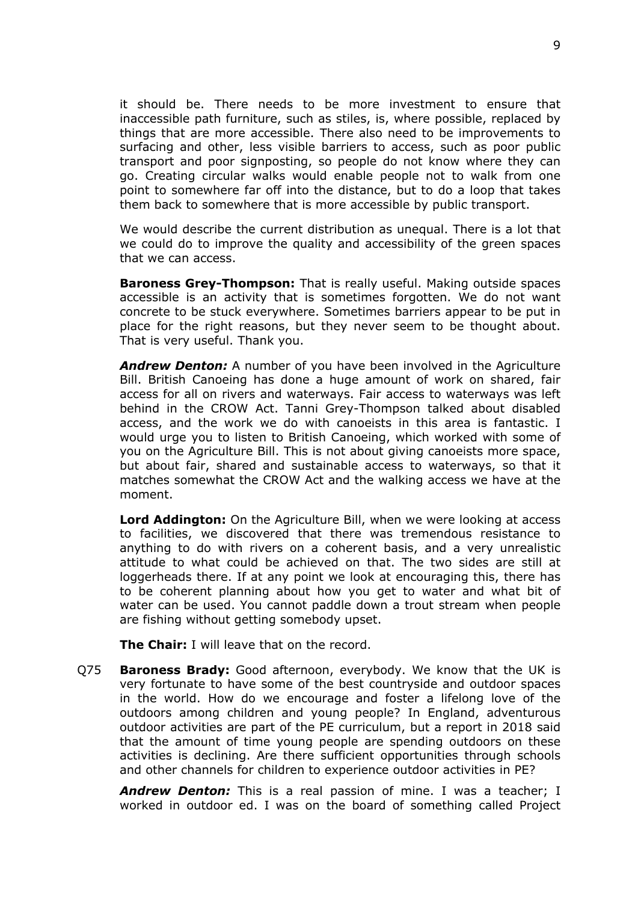it should be. There needs to be more investment to ensure that inaccessible path furniture, such as stiles, is, where possible, replaced by things that are more accessible. There also need to be improvements to surfacing and other, less visible barriers to access, such as poor public transport and poor signposting, so people do not know where they can go. Creating circular walks would enable people not to walk from one point to somewhere far off into the distance, but to do a loop that takes them back to somewhere that is more accessible by public transport.

We would describe the current distribution as unequal. There is a lot that we could do to improve the quality and accessibility of the green spaces that we can access.

**Baroness Grey-Thompson:** That is really useful. Making outside spaces accessible is an activity that is sometimes forgotten. We do not want concrete to be stuck everywhere. Sometimes barriers appear to be put in place for the right reasons, but they never seem to be thought about. That is very useful. Thank you.

***Andrew Denton:*** A number of you have been involved in the Agriculture Bill. British Canoeing has done a huge amount of work on shared, fair access for all on rivers and waterways. Fair access to waterways was left behind in the CROW Act. Tanni Grey-Thompson talked about disabled access, and the work we do with canoeists in this area is fantastic. I would urge you to listen to British Canoeing, which worked with some of you on the Agriculture Bill. This is not about giving canoeists more space, but about fair, shared and sustainable access to waterways, so that it matches somewhat the CROW Act and the walking access we have at the moment.

**Lord Addington:** On the Agriculture Bill, when we were looking at access to facilities, we discovered that there was tremendous resistance to anything to do with rivers on a coherent basis, and a very unrealistic attitude to what could be achieved on that. The two sides are still at loggerheads there. If at any point we look at encouraging this, there has to be coherent planning about how you get to water and what bit of water can be used. You cannot paddle down a trout stream when people are fishing without getting somebody upset.

**The Chair:** I will leave that on the record.

Q75 **Baroness Brady:** Good afternoon, everybody. We know that the UK is very fortunate to have some of the best countryside and outdoor spaces in the world. How do we encourage and foster a lifelong love of the outdoors among children and young people? In England, adventurous outdoor activities are part of the PE curriculum, but a report in 2018 said that the amount of time young people are spending outdoors on these activities is declining. Are there sufficient opportunities through schools and other channels for children to experience outdoor activities in PE?

***Andrew Denton:*** This is a real passion of mine. I was a teacher; I worked in outdoor ed. I was on the board of something called Project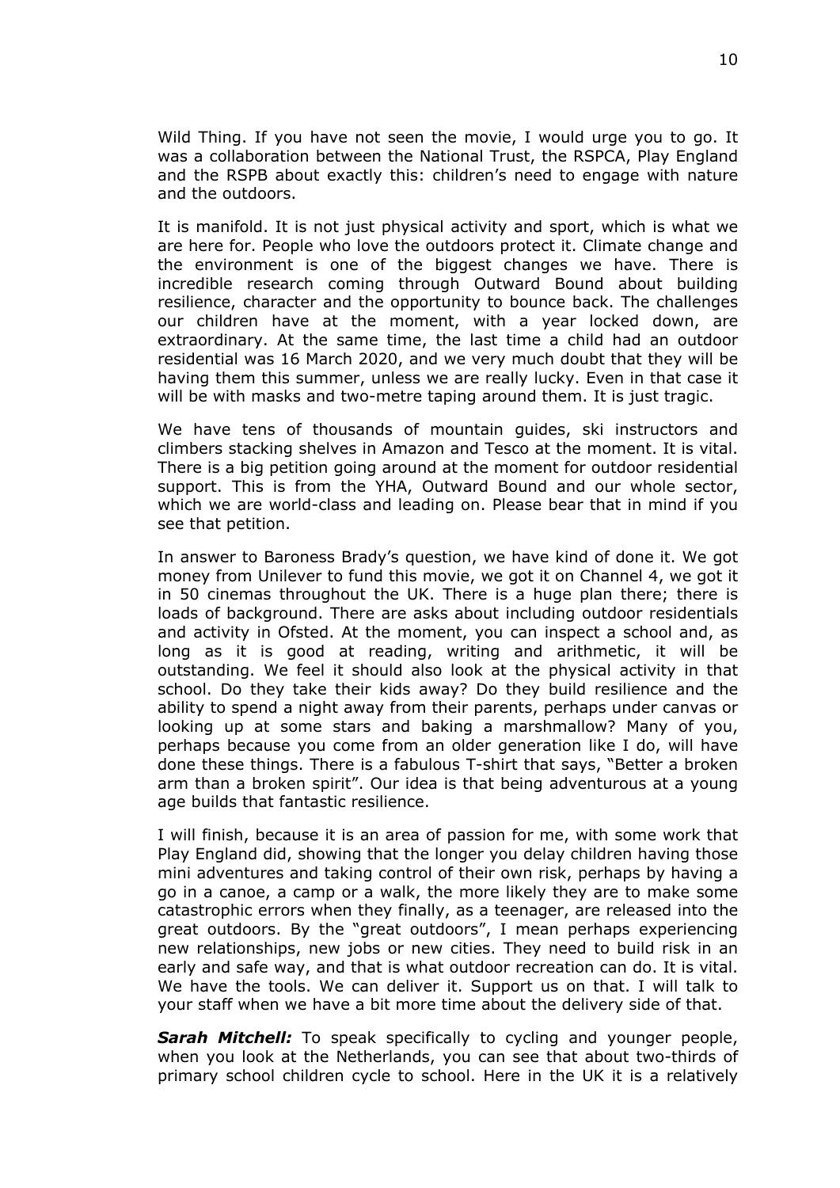Wild Thing. If you have not seen the movie, I would urge you to go. It was a collaboration between the National Trust, the RSPCA, Play England and the RSPB about exactly this: children's need to engage with nature and the outdoors.

It is manifold. It is not just physical activity and sport, which is what we are here for. People who love the outdoors protect it. Climate change and the environment is one of the biggest changes we have. There is incredible research coming through Outward Bound about building resilience, character and the opportunity to bounce back. The challenges our children have at the moment, with a year locked down, are extraordinary. At the same time, the last time a child had an outdoor residential was 16 March 2020, and we very much doubt that they will be having them this summer, unless we are really lucky. Even in that case it will be with masks and two-metre taping around them. It is just tragic.

We have tens of thousands of mountain guides, ski instructors and climbers stacking shelves in Amazon and Tesco at the moment. It is vital. There is a big petition going around at the moment for outdoor residential support. This is from the YHA, Outward Bound and our whole sector, which we are world-class and leading on. Please bear that in mind if you see that petition.

In answer to Baroness Brady's question, we have kind of done it. We got money from Unilever to fund this movie, we got it on Channel 4, we got it in 50 cinemas throughout the UK. There is a huge plan there; there is loads of background. There are asks about including outdoor residentials and activity in Ofsted. At the moment, you can inspect a school and, as long as it is good at reading, writing and arithmetic, it will be outstanding. We feel it should also look at the physical activity in that school. Do they take their kids away? Do they build resilience and the ability to spend a night away from their parents, perhaps under canvas or looking up at some stars and baking a marshmallow? Many of you, perhaps because you come from an older generation like I do, will have done these things. There is a fabulous T-shirt that says, "Better a broken arm than a broken spirit". Our idea is that being adventurous at a young age builds that fantastic resilience.

I will finish, because it is an area of passion for me, with some work that Play England did, showing that the longer you delay children having those mini adventures and taking control of their own risk, perhaps by having a go in a canoe, a camp or a walk, the more likely they are to make some catastrophic errors when they finally, as a teenager, are released into the great outdoors. By the "great outdoors", I mean perhaps experiencing new relationships, new jobs or new cities. They need to build risk in an early and safe way, and that is what outdoor recreation can do. It is vital. We have the tools. We can deliver it. Support us on that. I will talk to your staff when we have a bit more time about the delivery side of that.

***Sarah Mitchell:*** To speak specifically to cycling and younger people, when you look at the Netherlands, you can see that about two-thirds of primary school children cycle to school. Here in the UK it is a relatively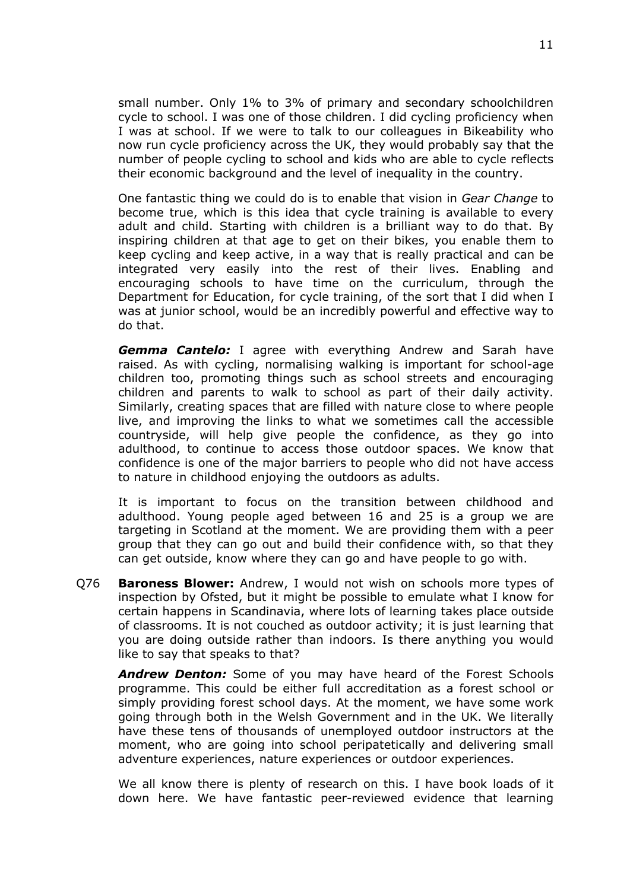small number. Only 1% to 3% of primary and secondary schoolchildren cycle to school. I was one of those children. I did cycling proficiency when I was at school. If we were to talk to our colleagues in Bikeability who now run cycle proficiency across the UK, they would probably say that the number of people cycling to school and kids who are able to cycle reflects their economic background and the level of inequality in the country.

One fantastic thing we could do is to enable that vision in *Gear Change* to become true, which is this idea that cycle training is available to every adult and child. Starting with children is a brilliant way to do that. By inspiring children at that age to get on their bikes, you enable them to keep cycling and keep active, in a way that is really practical and can be integrated very easily into the rest of their lives. Enabling and encouraging schools to have time on the curriculum, through the Department for Education, for cycle training, of the sort that I did when I was at junior school, would be an incredibly powerful and effective way to do that.

***Gemma Cantelo:*** I agree with everything Andrew and Sarah have raised. As with cycling, normalising walking is important for school-age children too, promoting things such as school streets and encouraging children and parents to walk to school as part of their daily activity. Similarly, creating spaces that are filled with nature close to where people live, and improving the links to what we sometimes call the accessible countryside, will help give people the confidence, as they go into adulthood, to continue to access those outdoor spaces. We know that confidence is one of the major barriers to people who did not have access to nature in childhood enjoying the outdoors as adults.

It is important to focus on the transition between childhood and adulthood. Young people aged between 16 and 25 is a group we are targeting in Scotland at the moment. We are providing them with a peer group that they can go out and build their confidence with, so that they can get outside, know where they can go and have people to go with.

Q76 **Baroness Blower:** Andrew, I would not wish on schools more types of inspection by Ofsted, but it might be possible to emulate what I know for certain happens in Scandinavia, where lots of learning takes place outside of classrooms. It is not couched as outdoor activity; it is just learning that you are doing outside rather than indoors. Is there anything you would like to say that speaks to that?

***Andrew Denton:*** Some of you may have heard of the Forest Schools programme. This could be either full accreditation as a forest school or simply providing forest school days. At the moment, we have some work going through both in the Welsh Government and in the UK. We literally have these tens of thousands of unemployed outdoor instructors at the moment, who are going into school peripatetically and delivering small adventure experiences, nature experiences or outdoor experiences.

We all know there is plenty of research on this. I have book loads of it down here. We have fantastic peer-reviewed evidence that learning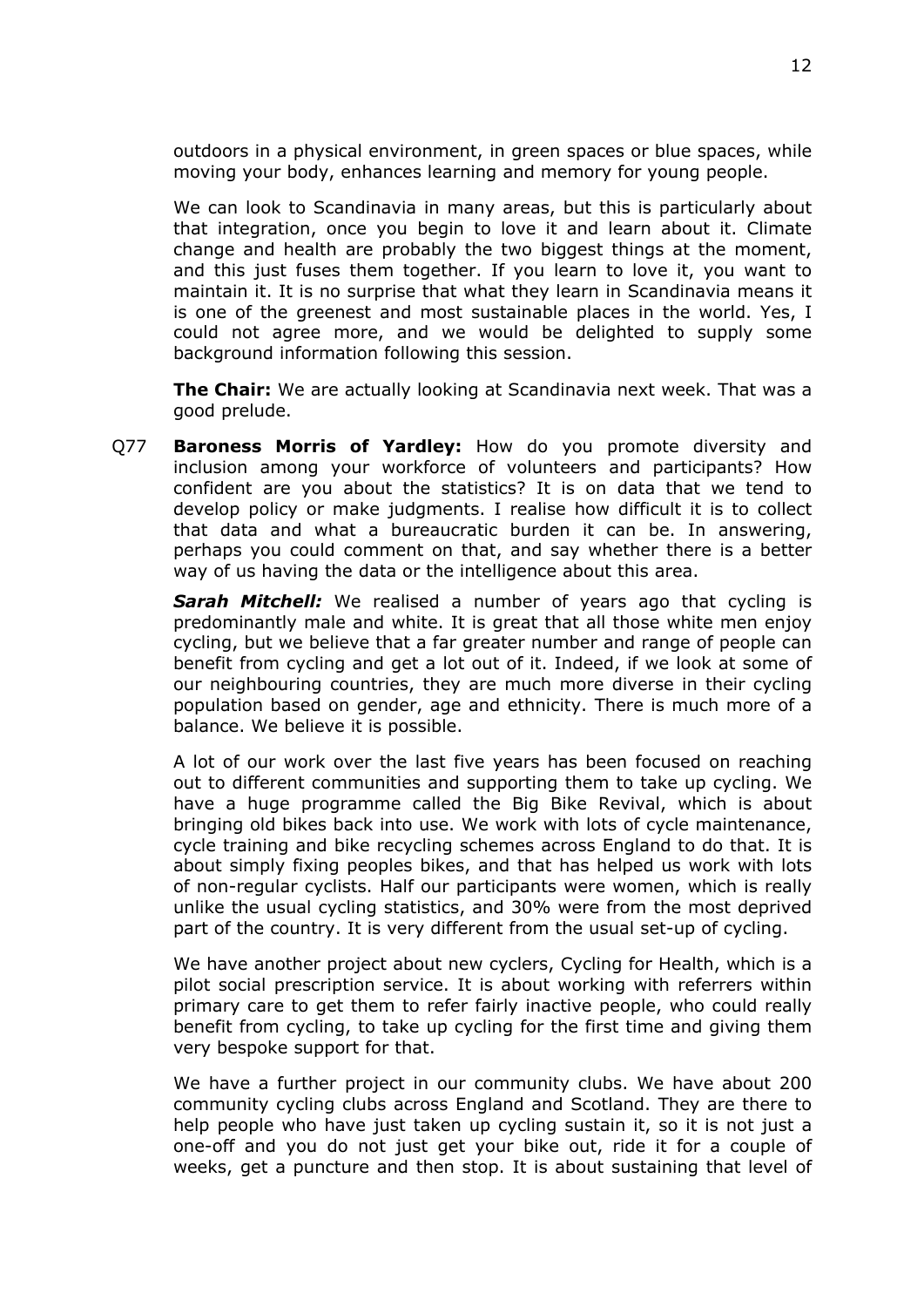outdoors in a physical environment, in green spaces or blue spaces, while moving your body, enhances learning and memory for young people.

We can look to Scandinavia in many areas, but this is particularly about that integration, once you begin to love it and learn about it. Climate change and health are probably the two biggest things at the moment, and this just fuses them together. If you learn to love it, you want to maintain it. It is no surprise that what they learn in Scandinavia means it is one of the greenest and most sustainable places in the world. Yes, I could not agree more, and we would be delighted to supply some background information following this session.

**The Chair:** We are actually looking at Scandinavia next week. That was a good prelude.

Q77 **Baroness Morris of Yardley:** How do you promote diversity and inclusion among your workforce of volunteers and participants? How confident are you about the statistics? It is on data that we tend to develop policy or make judgments. I realise how difficult it is to collect that data and what a bureaucratic burden it can be. In answering, perhaps you could comment on that, and say whether there is a better way of us having the data or the intelligence about this area.

***Sarah Mitchell:*** We realised a number of years ago that cycling is predominantly male and white. It is great that all those white men enjoy cycling, but we believe that a far greater number and range of people can benefit from cycling and get a lot out of it. Indeed, if we look at some of our neighbouring countries, they are much more diverse in their cycling population based on gender, age and ethnicity. There is much more of a balance. We believe it is possible.

A lot of our work over the last five years has been focused on reaching out to different communities and supporting them to take up cycling. We have a huge programme called the Big Bike Revival, which is about bringing old bikes back into use. We work with lots of cycle maintenance, cycle training and bike recycling schemes across England to do that. It is about simply fixing peoples bikes, and that has helped us work with lots of non-regular cyclists. Half our participants were women, which is really unlike the usual cycling statistics, and 30% were from the most deprived part of the country. It is very different from the usual set-up of cycling.

We have another project about new cyclers, Cycling for Health, which is a pilot social prescription service. It is about working with referrers within primary care to get them to refer fairly inactive people, who could really benefit from cycling, to take up cycling for the first time and giving them very bespoke support for that.

We have a further project in our community clubs. We have about 200 community cycling clubs across England and Scotland. They are there to help people who have just taken up cycling sustain it, so it is not just a one-off and you do not just get your bike out, ride it for a couple of weeks, get a puncture and then stop. It is about sustaining that level of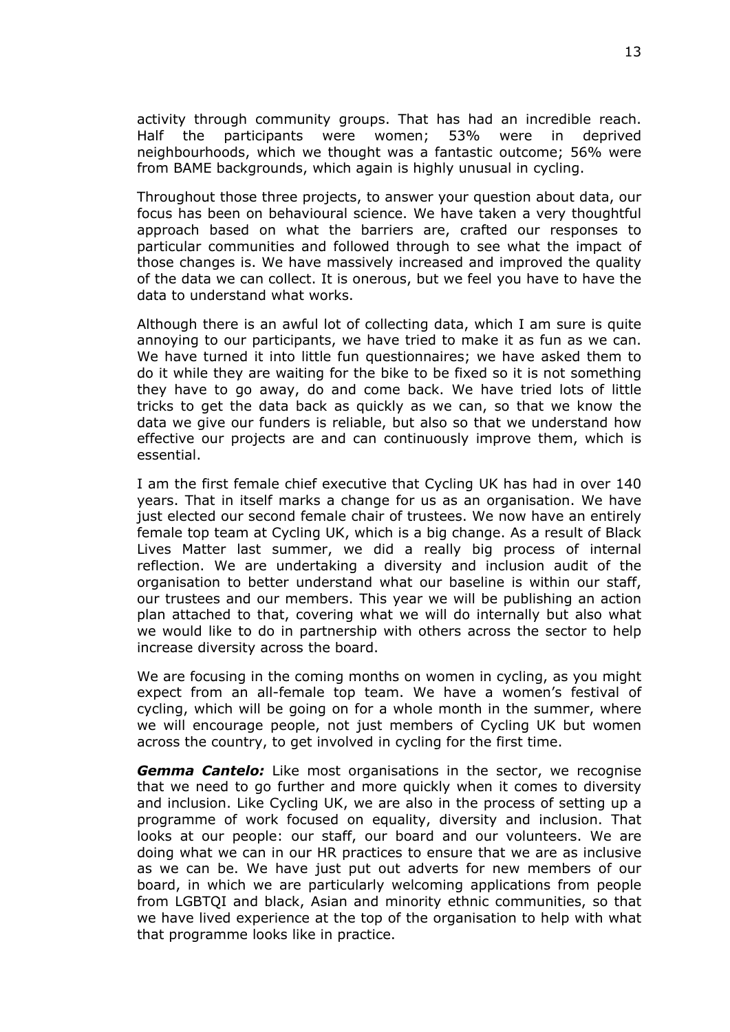activity through community groups. That has had an incredible reach. Half the participants were women; 53% were in deprived neighbourhoods, which we thought was a fantastic outcome; 56% were from BAME backgrounds, which again is highly unusual in cycling.

Throughout those three projects, to answer your question about data, our focus has been on behavioural science. We have taken a very thoughtful approach based on what the barriers are, crafted our responses to particular communities and followed through to see what the impact of those changes is. We have massively increased and improved the quality of the data we can collect. It is onerous, but we feel you have to have the data to understand what works.

Although there is an awful lot of collecting data, which I am sure is quite annoying to our participants, we have tried to make it as fun as we can. We have turned it into little fun questionnaires; we have asked them to do it while they are waiting for the bike to be fixed so it is not something they have to go away, do and come back. We have tried lots of little tricks to get the data back as quickly as we can, so that we know the data we give our funders is reliable, but also so that we understand how effective our projects are and can continuously improve them, which is essential.

I am the first female chief executive that Cycling UK has had in over 140 years. That in itself marks a change for us as an organisation. We have just elected our second female chair of trustees. We now have an entirely female top team at Cycling UK, which is a big change. As a result of Black Lives Matter last summer, we did a really big process of internal reflection. We are undertaking a diversity and inclusion audit of the organisation to better understand what our baseline is within our staff, our trustees and our members. This year we will be publishing an action plan attached to that, covering what we will do internally but also what we would like to do in partnership with others across the sector to help increase diversity across the board.

We are focusing in the coming months on women in cycling, as you might expect from an all-female top team. We have a women's festival of cycling, which will be going on for a whole month in the summer, where we will encourage people, not just members of Cycling UK but women across the country, to get involved in cycling for the first time.

***Gemma Cantelo:*** Like most organisations in the sector, we recognise that we need to go further and more quickly when it comes to diversity and inclusion. Like Cycling UK, we are also in the process of setting up a programme of work focused on equality, diversity and inclusion. That looks at our people: our staff, our board and our volunteers. We are doing what we can in our HR practices to ensure that we are as inclusive as we can be. We have just put out adverts for new members of our board, in which we are particularly welcoming applications from people from LGBTQI and black, Asian and minority ethnic communities, so that we have lived experience at the top of the organisation to help with what that programme looks like in practice.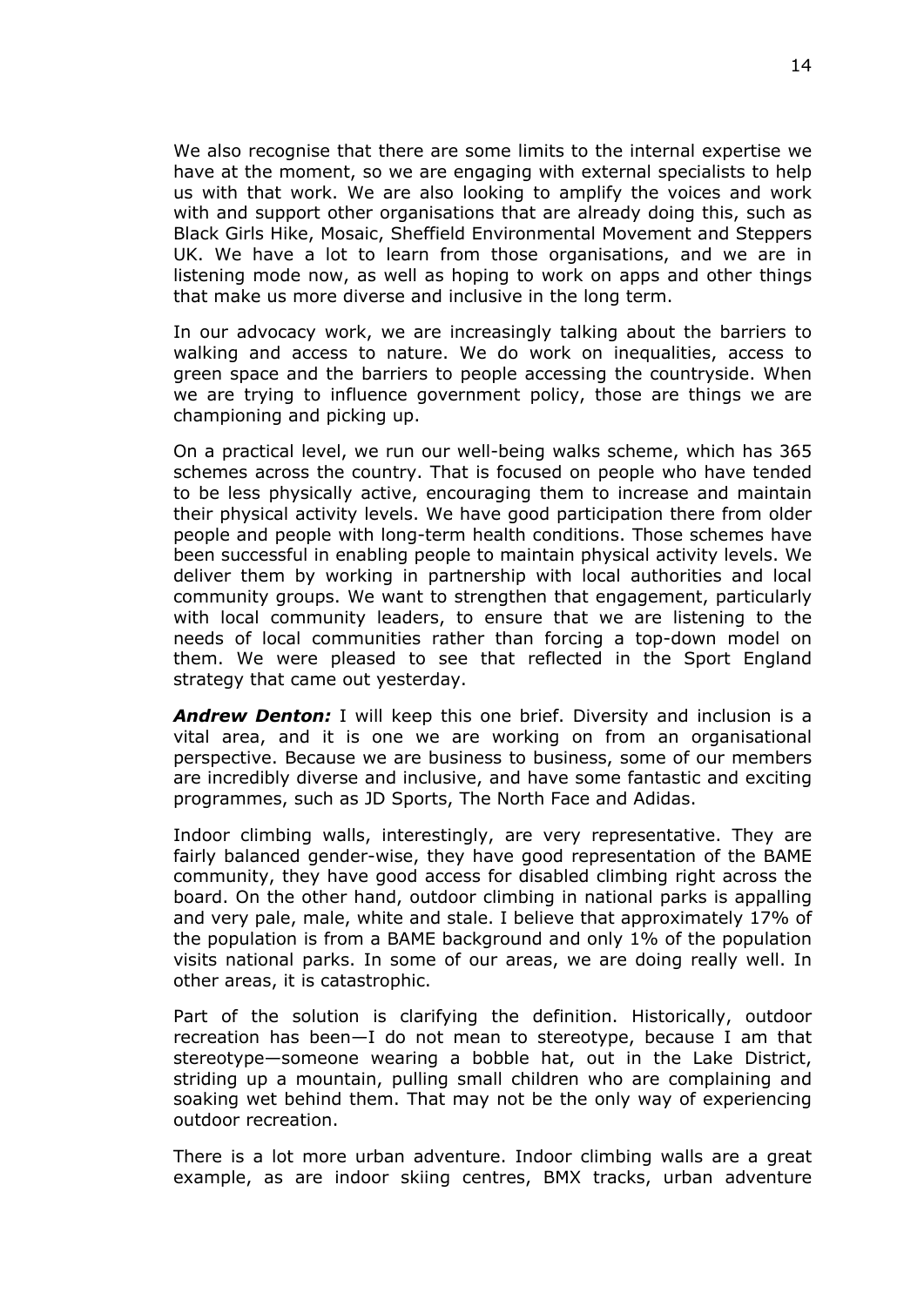We also recognise that there are some limits to the internal expertise we have at the moment, so we are engaging with external specialists to help us with that work. We are also looking to amplify the voices and work with and support other organisations that are already doing this, such as Black Girls Hike, Mosaic, Sheffield Environmental Movement and Steppers UK. We have a lot to learn from those organisations, and we are in listening mode now, as well as hoping to work on apps and other things that make us more diverse and inclusive in the long term.

In our advocacy work, we are increasingly talking about the barriers to walking and access to nature. We do work on inequalities, access to green space and the barriers to people accessing the countryside. When we are trying to influence government policy, those are things we are championing and picking up.

On a practical level, we run our well-being walks scheme, which has 365 schemes across the country. That is focused on people who have tended to be less physically active, encouraging them to increase and maintain their physical activity levels. We have good participation there from older people and people with long-term health conditions. Those schemes have been successful in enabling people to maintain physical activity levels. We deliver them by working in partnership with local authorities and local community groups. We want to strengthen that engagement, particularly with local community leaders, to ensure that we are listening to the needs of local communities rather than forcing a top-down model on them. We were pleased to see that reflected in the Sport England strategy that came out yesterday.

***Andrew Denton:*** I will keep this one brief. Diversity and inclusion is a vital area, and it is one we are working on from an organisational perspective. Because we are business to business, some of our members are incredibly diverse and inclusive, and have some fantastic and exciting programmes, such as JD Sports, The North Face and Adidas.

Indoor climbing walls, interestingly, are very representative. They are fairly balanced gender-wise, they have good representation of the BAME community, they have good access for disabled climbing right across the board. On the other hand, outdoor climbing in national parks is appalling and very pale, male, white and stale. I believe that approximately 17% of the population is from a BAME background and only 1% of the population visits national parks. In some of our areas, we are doing really well. In other areas, it is catastrophic.

Part of the solution is clarifying the definition. Historically, outdoor recreation has been—I do not mean to stereotype, because I am that stereotype—someone wearing a bobble hat, out in the Lake District, striding up a mountain, pulling small children who are complaining and soaking wet behind them. That may not be the only way of experiencing outdoor recreation.

There is a lot more urban adventure. Indoor climbing walls are a great example, as are indoor skiing centres, BMX tracks, urban adventure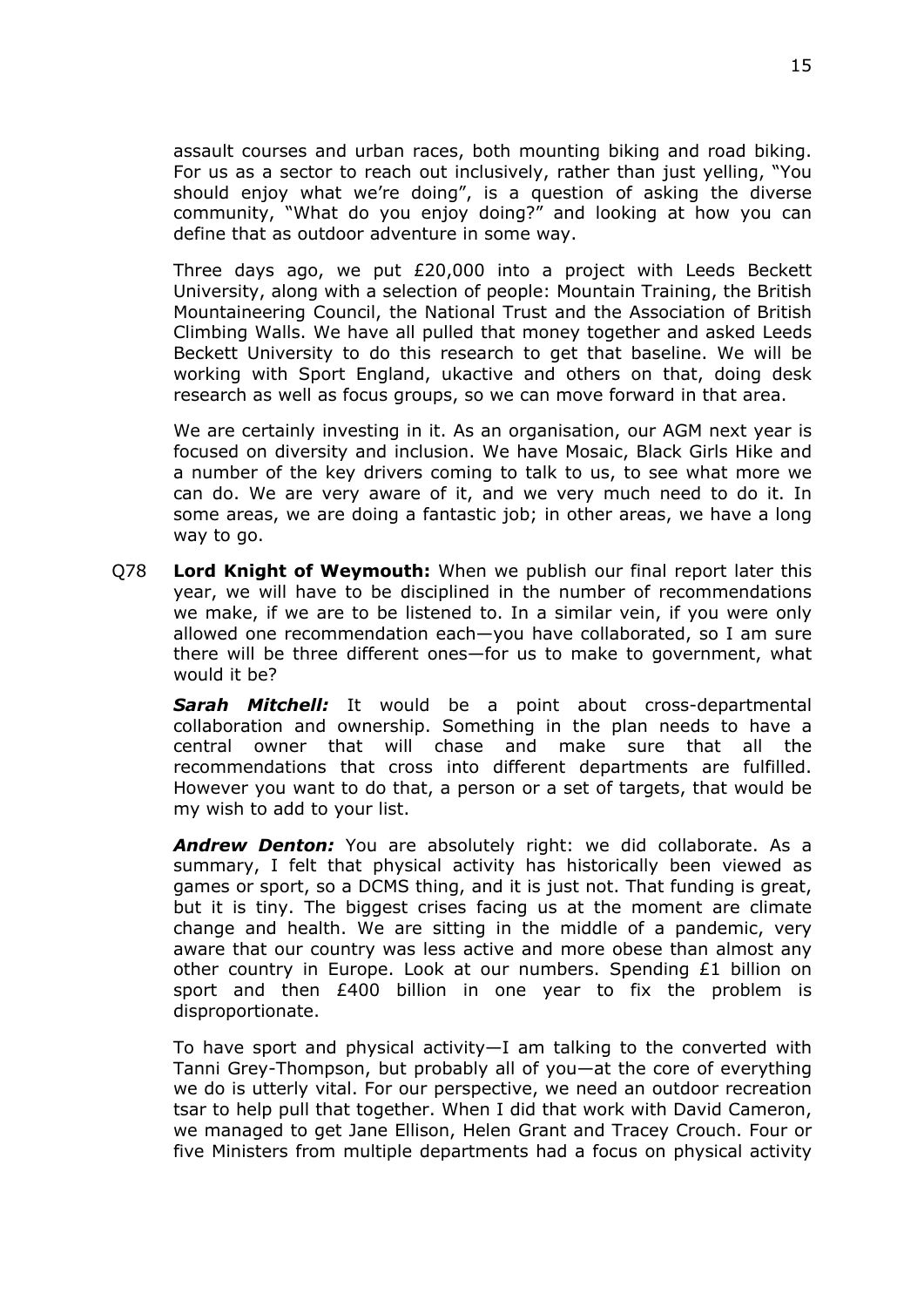assault courses and urban races, both mounting biking and road biking. For us as a sector to reach out inclusively, rather than just yelling, "You should enjoy what we're doing", is a question of asking the diverse community, "What do you enjoy doing?" and looking at how you can define that as outdoor adventure in some way.

Three days ago, we put £20,000 into a project with Leeds Beckett University, along with a selection of people: Mountain Training, the British Mountaineering Council, the National Trust and the Association of British Climbing Walls. We have all pulled that money together and asked Leeds Beckett University to do this research to get that baseline. We will be working with Sport England, ukactive and others on that, doing desk research as well as focus groups, so we can move forward in that area.

We are certainly investing in it. As an organisation, our AGM next year is focused on diversity and inclusion. We have Mosaic, Black Girls Hike and a number of the key drivers coming to talk to us, to see what more we can do. We are very aware of it, and we very much need to do it. In some areas, we are doing a fantastic job; in other areas, we have a long way to go.

Q78 **Lord Knight of Weymouth:** When we publish our final report later this year, we will have to be disciplined in the number of recommendations we make, if we are to be listened to. In a similar vein, if you were only allowed one recommendation each—you have collaborated, so I am sure there will be three different ones—for us to make to government, what would it be?

***Sarah Mitchell:*** It would be a point about cross-departmental collaboration and ownership. Something in the plan needs to have a central owner that will chase and make sure that all the recommendations that cross into different departments are fulfilled. However you want to do that, a person or a set of targets, that would be my wish to add to your list.

***Andrew Denton:*** You are absolutely right: we did collaborate. As a summary, I felt that physical activity has historically been viewed as games or sport, so a DCMS thing, and it is just not. That funding is great, but it is tiny. The biggest crises facing us at the moment are climate change and health. We are sitting in the middle of a pandemic, very aware that our country was less active and more obese than almost any other country in Europe. Look at our numbers. Spending £1 billion on sport and then £400 billion in one year to fix the problem is disproportionate.

To have sport and physical activity—I am talking to the converted with Tanni Grey-Thompson, but probably all of you—at the core of everything we do is utterly vital. For our perspective, we need an outdoor recreation tsar to help pull that together. When I did that work with David Cameron, we managed to get Jane Ellison, Helen Grant and Tracey Crouch. Four or five Ministers from multiple departments had a focus on physical activity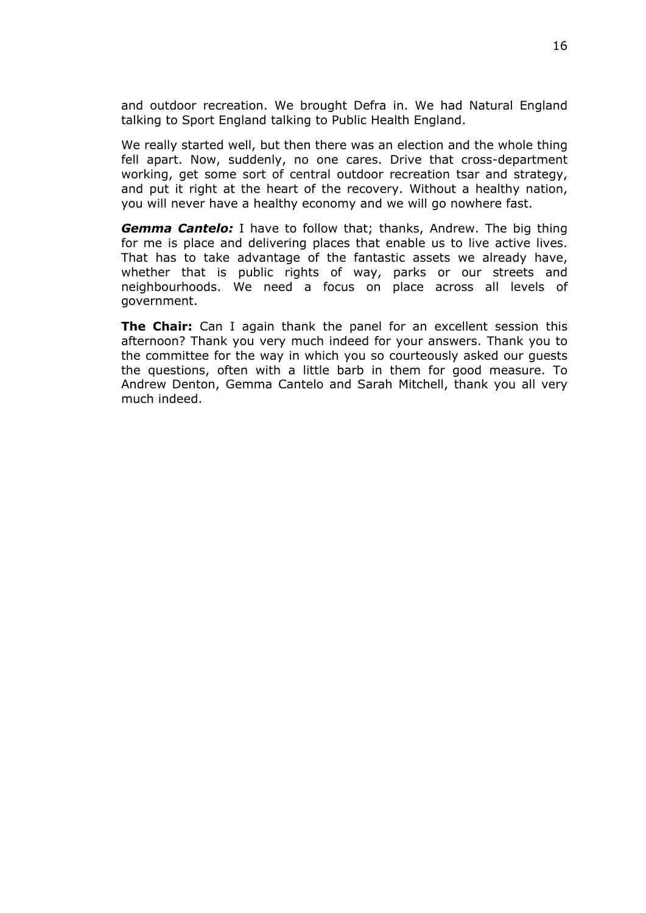and outdoor recreation. We brought Defra in. We had Natural England talking to Sport England talking to Public Health England.

We really started well, but then there was an election and the whole thing fell apart. Now, suddenly, no one cares. Drive that cross-department working, get some sort of central outdoor recreation tsar and strategy, and put it right at the heart of the recovery. Without a healthy nation, you will never have a healthy economy and we will go nowhere fast.

***Gemma Cantelo:*** I have to follow that; thanks, Andrew. The big thing for me is place and delivering places that enable us to live active lives. That has to take advantage of the fantastic assets we already have, whether that is public rights of way, parks or our streets and neighbourhoods. We need a focus on place across all levels of government.

**The Chair:** Can I again thank the panel for an excellent session this afternoon? Thank you very much indeed for your answers. Thank you to the committee for the way in which you so courteously asked our guests the questions, often with a little barb in them for good measure. To Andrew Denton, Gemma Cantelo and Sarah Mitchell, thank you all very much indeed.